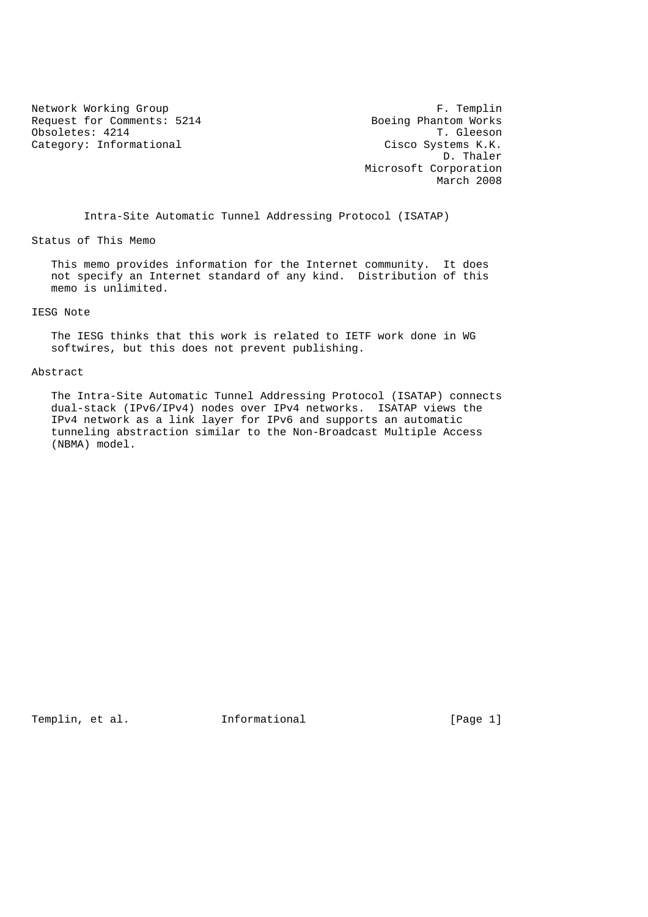Network Working Group F. Templin
Request for Comments: 5214 Boeing Phantom Works
Obsoletes: 4214 T. Gleeson
Category: Informational Cisco Systems K.K.
D. Thaler
Microsoft Corporation
March 2008

# Intra-Site Automatic Tunnel Addressing Protocol (ISATAP)

## Status of This Memo

This memo provides information for the Internet community. It does not specify an Internet standard of any kind. Distribution of this memo is unlimited.

## IESG Note

The IESG thinks that this work is related to IETF work done in WG softwires, but this does not prevent publishing.

## Abstract

The Intra-Site Automatic Tunnel Addressing Protocol (ISATAP) connects dual-stack (IPv6/IPv4) nodes over IPv4 networks. ISATAP views the IPv4 network as a link layer for IPv6 and supports an automatic tunneling abstraction similar to the Non-Broadcast Multiple Access (NBMA) model.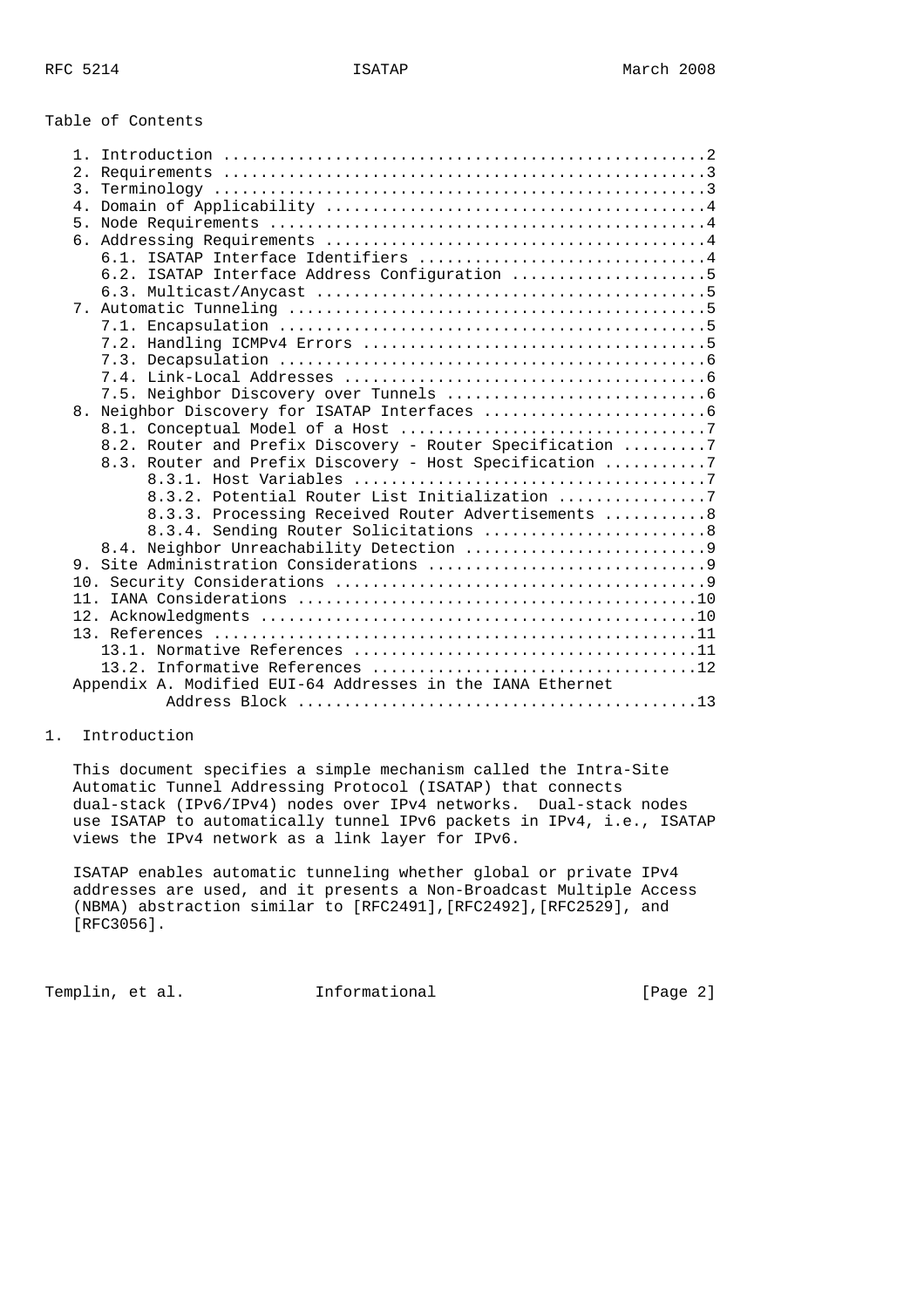Table of Contents

```
   1. Introduction ....................................................2
   2. Requirements ....................................................3
   3. Terminology .....................................................3
   4. Domain of Applicability .........................................4
   5. Node Requirements ...............................................4
   6. Addressing Requirements .........................................4
      6.1. ISATAP Interface Identifiers ...............................4
      6.2. ISATAP Interface Address Configuration .....................5
      6.3. Multicast/Anycast ..........................................5
   7. Automatic Tunneling .............................................5
      7.1. Encapsulation ..............................................5
      7.2. Handling ICMPv4 Errors .....................................5
      7.3. Decapsulation ..............................................6
      7.4. Link-Local Addresses .......................................6
      7.5. Neighbor Discovery over Tunnels ............................6
   8. Neighbor Discovery for ISATAP Interfaces ........................6
      8.1. Conceptual Model of a Host .................................7
      8.2. Router and Prefix Discovery - Router Specification .........7
      8.3. Router and Prefix Discovery - Host Specification ...........7
           8.3.1. Host Variables ......................................7
           8.3.2. Potential Router List Initialization ................7
           8.3.3. Processing Received Router Advertisements ...........8
           8.3.4. Sending Router Solicitations ........................8
      8.4. Neighbor Unreachability Detection ..........................9
   9. Site Administration Considerations ..............................9
   10. Security Considerations ........................................9
   11. IANA Considerations ...........................................10
   12. Acknowledgments ...............................................10
   13. References ....................................................11
      13.1. Normative References .....................................11
      13.2. Informative References ...................................12
   Appendix A. Modified EUI-64 Addresses in the IANA Ethernet
               Address Block .........................................13
```

# 1. Introduction

This document specifies a simple mechanism called the Intra-Site Automatic Tunnel Addressing Protocol (ISATAP) that connects dual-stack (IPv6/IPv4) nodes over IPv4 networks. Dual-stack nodes use ISATAP to automatically tunnel IPv6 packets in IPv4, i.e., ISATAP views the IPv4 network as a link layer for IPv6.

ISATAP enables automatic tunneling whether global or private IPv4 addresses are used, and it presents a Non-Broadcast Multiple Access (NBMA) abstraction similar to [RFC2491],[RFC2492],[RFC2529], and [RFC3056].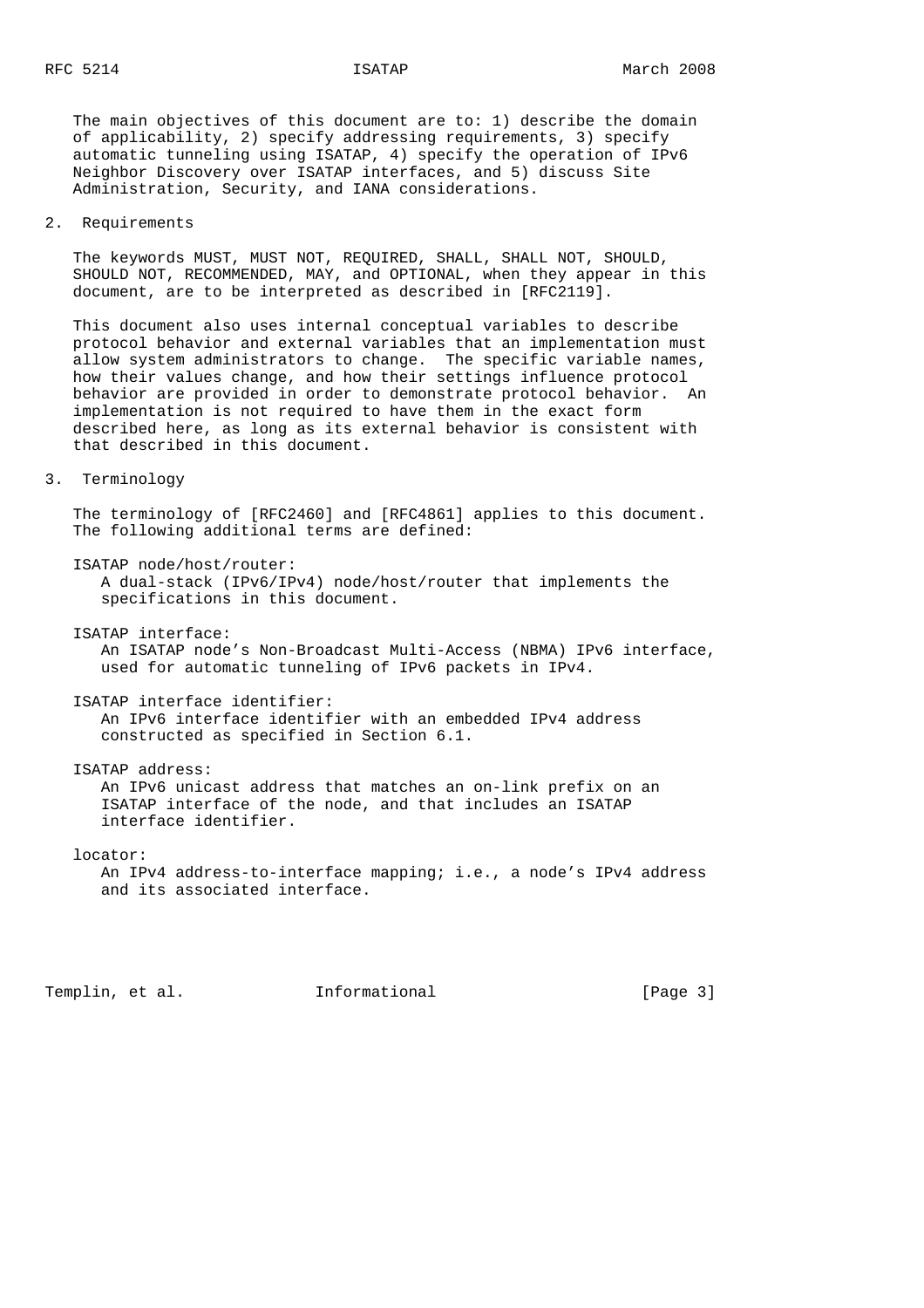The main objectives of this document are to: 1) describe the domain of applicability, 2) specify addressing requirements, 3) specify automatic tunneling using ISATAP, 4) specify the operation of IPv6 Neighbor Discovery over ISATAP interfaces, and 5) discuss Site Administration, Security, and IANA considerations.

## 2. Requirements

The keywords MUST, MUST NOT, REQUIRED, SHALL, SHALL NOT, SHOULD, SHOULD NOT, RECOMMENDED, MAY, and OPTIONAL, when they appear in this document, are to be interpreted as described in [RFC2119].

This document also uses internal conceptual variables to describe protocol behavior and external variables that an implementation must allow system administrators to change. The specific variable names, how their values change, and how their settings influence protocol behavior are provided in order to demonstrate protocol behavior. An implementation is not required to have them in the exact form described here, as long as its external behavior is consistent with that described in this document.

## 3. Terminology

The terminology of [RFC2460] and [RFC4861] applies to this document. The following additional terms are defined:

ISATAP node/host/router:
: A dual-stack (IPv6/IPv4) node/host/router that implements the specifications in this document.

ISATAP interface:
: An ISATAP node's Non-Broadcast Multi-Access (NBMA) IPv6 interface, used for automatic tunneling of IPv6 packets in IPv4.

ISATAP interface identifier:
: An IPv6 interface identifier with an embedded IPv4 address constructed as specified in Section 6.1.

ISATAP address:
: An IPv6 unicast address that matches an on-link prefix on an ISATAP interface of the node, and that includes an ISATAP interface identifier.

locator:
: An IPv4 address-to-interface mapping; i.e., a node's IPv4 address and its associated interface.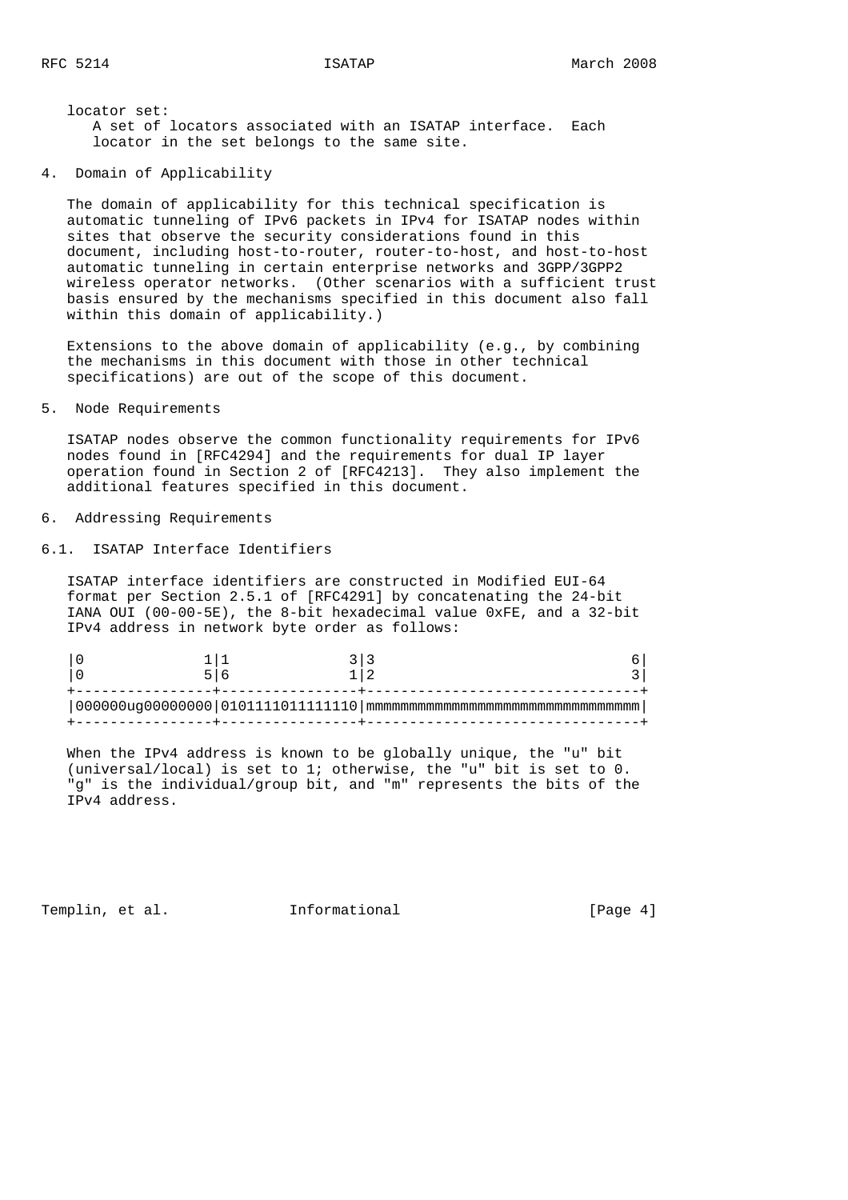locator set:
A set of locators associated with an ISATAP interface. Each locator in the set belongs to the same site.

## 4. Domain of Applicability

The domain of applicability for this technical specification is automatic tunneling of IPv6 packets in IPv4 for ISATAP nodes within sites that observe the security considerations found in this document, including host-to-router, router-to-host, and host-to-host automatic tunneling in certain enterprise networks and 3GPP/3GPP2 wireless operator networks. (Other scenarios with a sufficient trust basis ensured by the mechanisms specified in this document also fall within this domain of applicability.)

Extensions to the above domain of applicability (e.g., by combining the mechanisms in this document with those in other technical specifications) are out of the scope of this document.

## 5. Node Requirements

ISATAP nodes observe the common functionality requirements for IPv6 nodes found in [RFC4294] and the requirements for dual IP layer operation found in Section 2 of [RFC4213]. They also implement the additional features specified in this document.

## 6. Addressing Requirements

### 6.1. ISATAP Interface Identifiers

ISATAP interface identifiers are constructed in Modified EUI-64 format per Section 2.5.1 of [RFC4291] by concatenating the 24-bit IANA OUI (00-00-5E), the 8-bit hexadecimal value 0xFE, and a 32-bit IPv4 address in network byte order as follows:

```
|0              1|1              3|3                              6|
|0              5|6              1|2                              3|
+----------------+----------------+--------------------------------+
|000000ug00000000|0101111011111110|mmmmmmmmmmmmmmmmmmmmmmmmmmmmmmmm|
+----------------+----------------+--------------------------------+
```

When the IPv4 address is known to be globally unique, the "u" bit (universal/local) is set to 1; otherwise, the "u" bit is set to 0. "g" is the individual/group bit, and "m" represents the bits of the IPv4 address.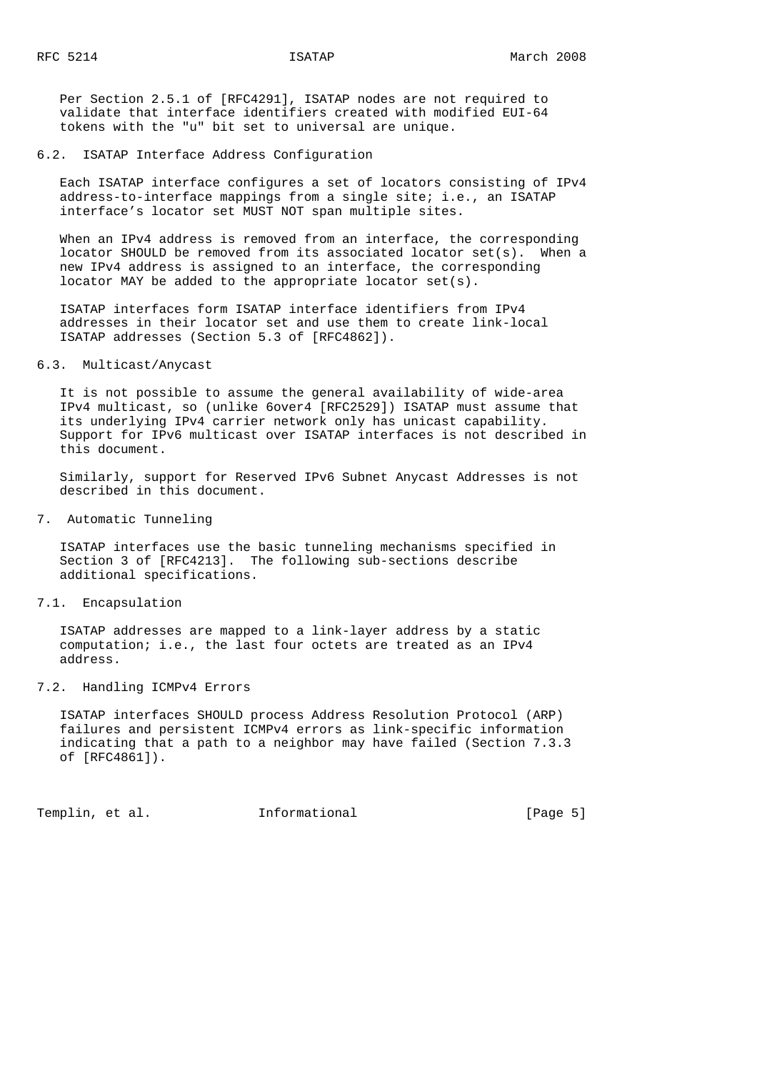Per Section 2.5.1 of [RFC4291], ISATAP nodes are not required to validate that interface identifiers created with modified EUI-64 tokens with the "u" bit set to universal are unique.

### 6.2. ISATAP Interface Address Configuration

Each ISATAP interface configures a set of locators consisting of IPv4 address-to-interface mappings from a single site; i.e., an ISATAP interface's locator set MUST NOT span multiple sites.

When an IPv4 address is removed from an interface, the corresponding locator SHOULD be removed from its associated locator set(s). When a new IPv4 address is assigned to an interface, the corresponding locator MAY be added to the appropriate locator set(s).

ISATAP interfaces form ISATAP interface identifiers from IPv4 addresses in their locator set and use them to create link-local ISATAP addresses (Section 5.3 of [RFC4862]).

### 6.3. Multicast/Anycast

It is not possible to assume the general availability of wide-area IPv4 multicast, so (unlike 6over4 [RFC2529]) ISATAP must assume that its underlying IPv4 carrier network only has unicast capability. Support for IPv6 multicast over ISATAP interfaces is not described in this document.

Similarly, support for Reserved IPv6 Subnet Anycast Addresses is not described in this document.

## 7. Automatic Tunneling

ISATAP interfaces use the basic tunneling mechanisms specified in Section 3 of [RFC4213]. The following sub-sections describe additional specifications.

### 7.1. Encapsulation

ISATAP addresses are mapped to a link-layer address by a static computation; i.e., the last four octets are treated as an IPv4 address.

### 7.2. Handling ICMPv4 Errors

ISATAP interfaces SHOULD process Address Resolution Protocol (ARP) failures and persistent ICMPv4 errors as link-specific information indicating that a path to a neighbor may have failed (Section 7.3.3 of [RFC4861]).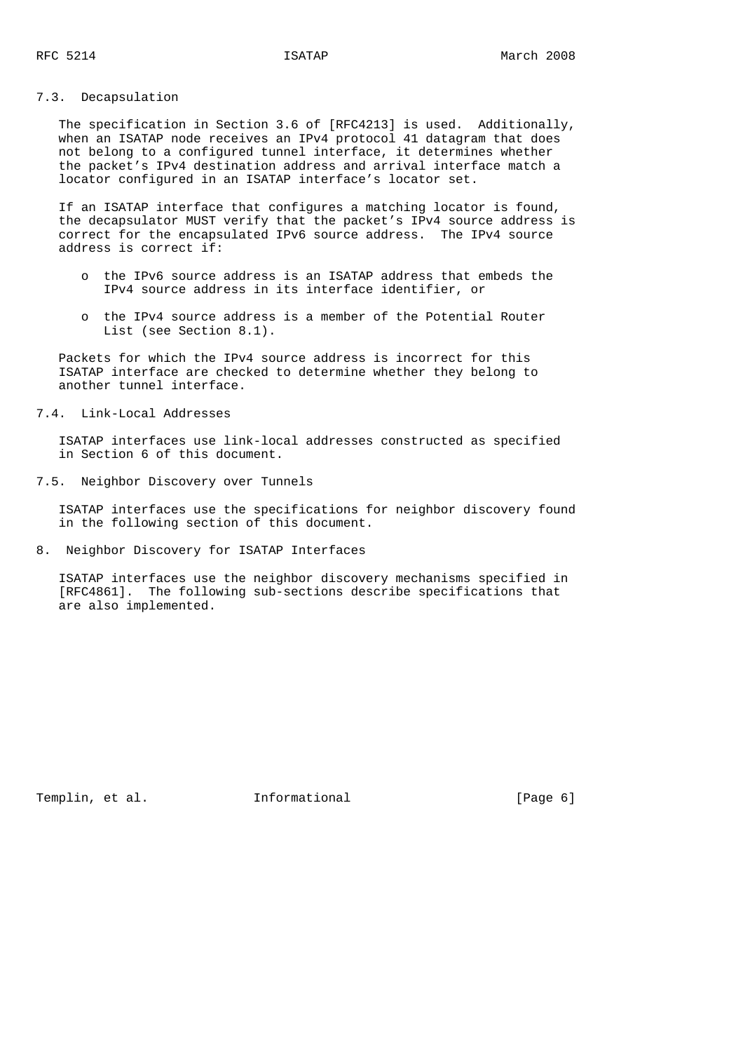### 7.3. Decapsulation

The specification in Section 3.6 of [RFC4213] is used. Additionally, when an ISATAP node receives an IPv4 protocol 41 datagram that does not belong to a configured tunnel interface, it determines whether the packet's IPv4 destination address and arrival interface match a locator configured in an ISATAP interface's locator set.

If an ISATAP interface that configures a matching locator is found, the decapsulator MUST verify that the packet's IPv4 source address is correct for the encapsulated IPv6 source address. The IPv4 source address is correct if:

- the IPv6 source address is an ISATAP address that embeds the IPv4 source address in its interface identifier, or
- the IPv4 source address is a member of the Potential Router List (see Section 8.1).

Packets for which the IPv4 source address is incorrect for this ISATAP interface are checked to determine whether they belong to another tunnel interface.

### 7.4. Link-Local Addresses

ISATAP interfaces use link-local addresses constructed as specified in Section 6 of this document.

### 7.5. Neighbor Discovery over Tunnels

ISATAP interfaces use the specifications for neighbor discovery found in the following section of this document.

## 8. Neighbor Discovery for ISATAP Interfaces

ISATAP interfaces use the neighbor discovery mechanisms specified in [RFC4861]. The following sub-sections describe specifications that are also implemented.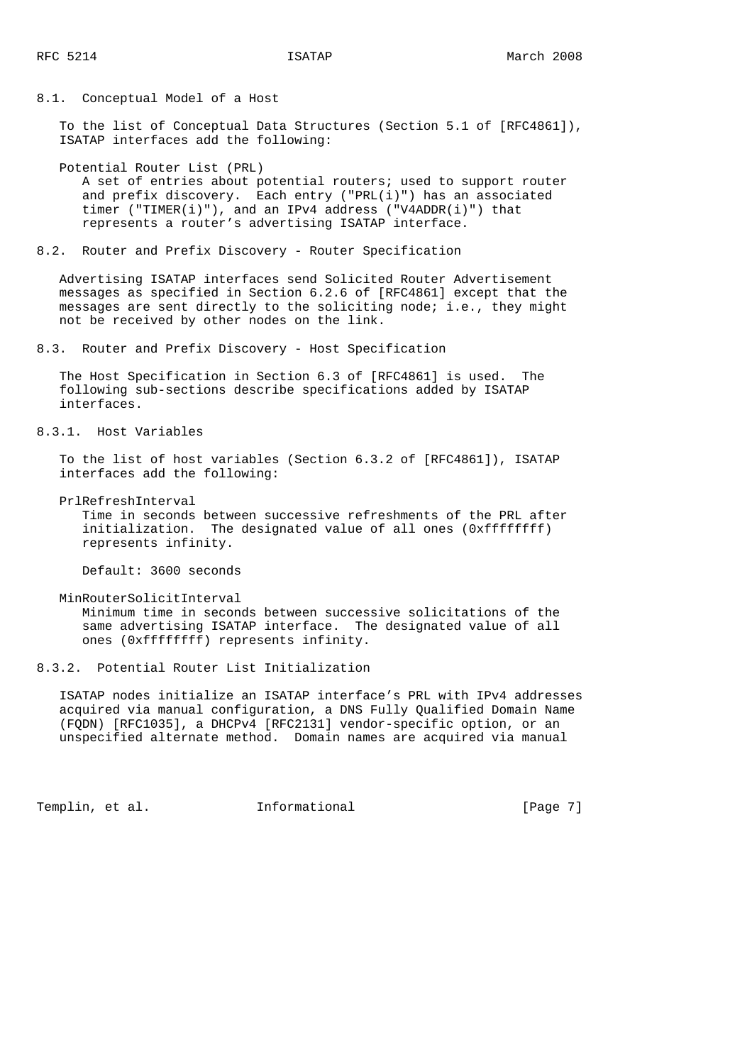## 8.1. Conceptual Model of a Host

To the list of Conceptual Data Structures (Section 5.1 of [RFC4861]), ISATAP interfaces add the following:

Potential Router List (PRL)
: A set of entries about potential routers; used to support router and prefix discovery. Each entry ("PRL(i)") has an associated timer ("TIMER(i)"), and an IPv4 address ("V4ADDR(i)") that represents a router's advertising ISATAP interface.

## 8.2. Router and Prefix Discovery - Router Specification

Advertising ISATAP interfaces send Solicited Router Advertisement messages as specified in Section 6.2.6 of [RFC4861] except that the messages are sent directly to the soliciting node; i.e., they might not be received by other nodes on the link.

## 8.3. Router and Prefix Discovery - Host Specification

The Host Specification in Section 6.3 of [RFC4861] is used. The following sub-sections describe specifications added by ISATAP interfaces.

### 8.3.1. Host Variables

To the list of host variables (Section 6.3.2 of [RFC4861]), ISATAP interfaces add the following:

PrlRefreshInterval
: Time in seconds between successive refreshments of the PRL after initialization. The designated value of all ones (0xffffffff) represents infinity.

  Default: 3600 seconds

MinRouterSolicitInterval
: Minimum time in seconds between successive solicitations of the same advertising ISATAP interface. The designated value of all ones (0xffffffff) represents infinity.

### 8.3.2. Potential Router List Initialization

ISATAP nodes initialize an ISATAP interface's PRL with IPv4 addresses acquired via manual configuration, a DNS Fully Qualified Domain Name (FQDN) [RFC1035], a DHCPv4 [RFC2131] vendor-specific option, or an unspecified alternate method. Domain names are acquired via manual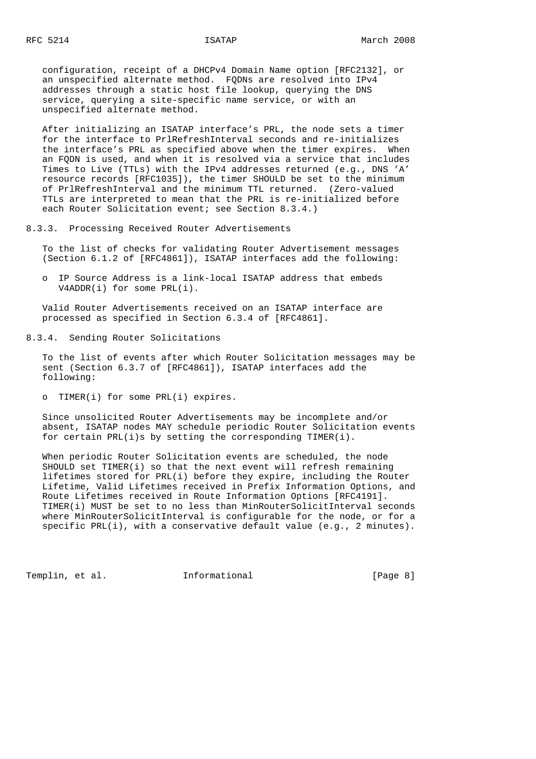configuration, receipt of a DHCPv4 Domain Name option [RFC2132], or an unspecified alternate method. FQDNs are resolved into IPv4 addresses through a static host file lookup, querying the DNS service, querying a site-specific name service, or with an unspecified alternate method.

After initializing an ISATAP interface's PRL, the node sets a timer for the interface to PrlRefreshInterval seconds and re-initializes the interface's PRL as specified above when the timer expires. When an FQDN is used, and when it is resolved via a service that includes Times to Live (TTLs) with the IPv4 addresses returned (e.g., DNS 'A' resource records [RFC1035]), the timer SHOULD be set to the minimum of PrlRefreshInterval and the minimum TTL returned. (Zero-valued TTLs are interpreted to mean that the PRL is re-initialized before each Router Solicitation event; see Section 8.3.4.)

### 8.3.3. Processing Received Router Advertisements

To the list of checks for validating Router Advertisement messages (Section 6.1.2 of [RFC4861]), ISATAP interfaces add the following:

- IP Source Address is a link-local ISATAP address that embeds V4ADDR(i) for some PRL(i).

Valid Router Advertisements received on an ISATAP interface are processed as specified in Section 6.3.4 of [RFC4861].

### 8.3.4. Sending Router Solicitations

To the list of events after which Router Solicitation messages may be sent (Section 6.3.7 of [RFC4861]), ISATAP interfaces add the following:

- TIMER(i) for some PRL(i) expires.

Since unsolicited Router Advertisements may be incomplete and/or absent, ISATAP nodes MAY schedule periodic Router Solicitation events for certain PRL(i)s by setting the corresponding TIMER(i).

When periodic Router Solicitation events are scheduled, the node SHOULD set TIMER(i) so that the next event will refresh remaining lifetimes stored for PRL(i) before they expire, including the Router Lifetime, Valid Lifetimes received in Prefix Information Options, and Route Lifetimes received in Route Information Options [RFC4191]. TIMER(i) MUST be set to no less than MinRouterSolicitInterval seconds where MinRouterSolicitInterval is configurable for the node, or for a specific PRL(i), with a conservative default value (e.g., 2 minutes).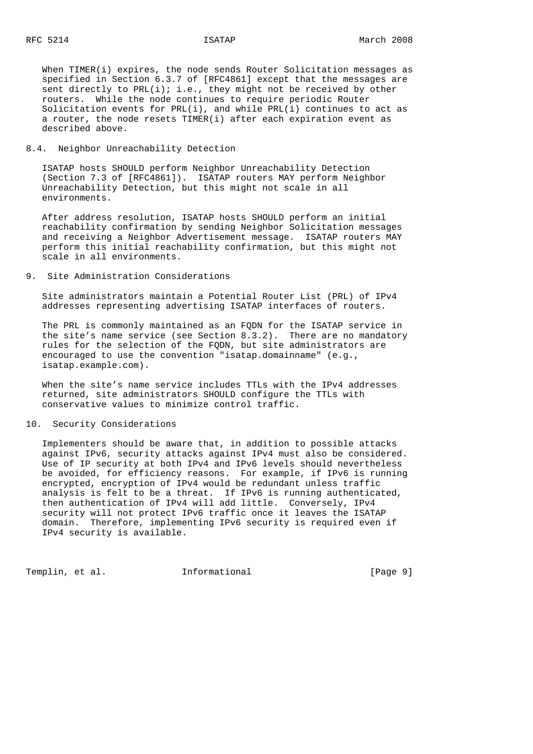When TIMER(i) expires, the node sends Router Solicitation messages as specified in Section 6.3.7 of [RFC4861] except that the messages are sent directly to PRL(i); i.e., they might not be received by other routers. While the node continues to require periodic Router Solicitation events for PRL(i), and while PRL(i) continues to act as a router, the node resets TIMER(i) after each expiration event as described above.

### 8.4. Neighbor Unreachability Detection

ISATAP hosts SHOULD perform Neighbor Unreachability Detection (Section 7.3 of [RFC4861]). ISATAP routers MAY perform Neighbor Unreachability Detection, but this might not scale in all environments.

After address resolution, ISATAP hosts SHOULD perform an initial reachability confirmation by sending Neighbor Solicitation messages and receiving a Neighbor Advertisement message. ISATAP routers MAY perform this initial reachability confirmation, but this might not scale in all environments.

## 9. Site Administration Considerations

Site administrators maintain a Potential Router List (PRL) of IPv4 addresses representing advertising ISATAP interfaces of routers.

The PRL is commonly maintained as an FQDN for the ISATAP service in the site's name service (see Section 8.3.2). There are no mandatory rules for the selection of the FQDN, but site administrators are encouraged to use the convention "isatap.domainname" (e.g., isatap.example.com).

When the site's name service includes TTLs with the IPv4 addresses returned, site administrators SHOULD configure the TTLs with conservative values to minimize control traffic.

## 10. Security Considerations

Implementers should be aware that, in addition to possible attacks against IPv6, security attacks against IPv4 must also be considered. Use of IP security at both IPv4 and IPv6 levels should nevertheless be avoided, for efficiency reasons. For example, if IPv6 is running encrypted, encryption of IPv4 would be redundant unless traffic analysis is felt to be a threat. If IPv6 is running authenticated, then authentication of IPv4 will add little. Conversely, IPv4 security will not protect IPv6 traffic once it leaves the ISATAP domain. Therefore, implementing IPv6 security is required even if IPv4 security is available.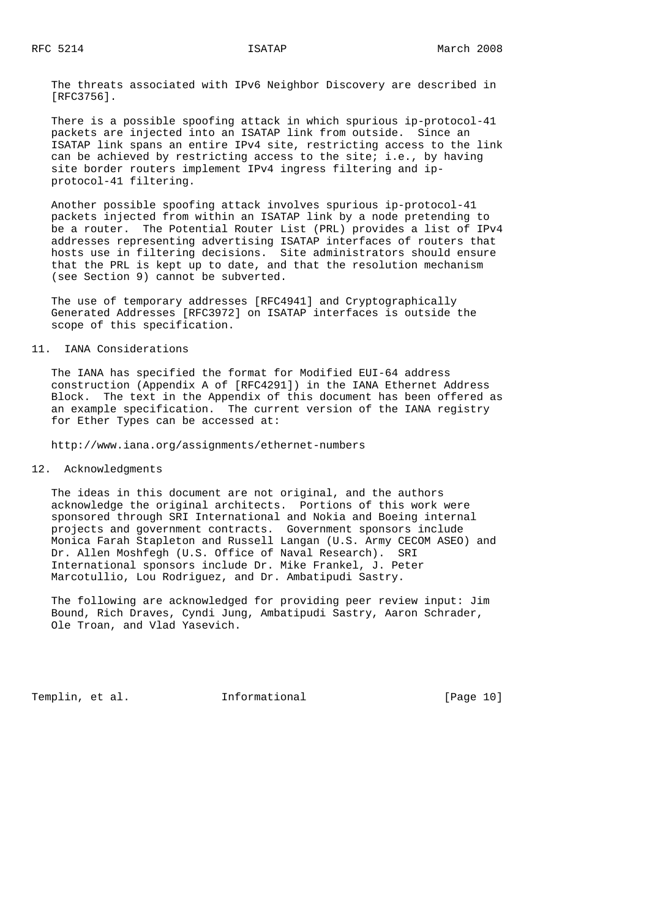The threats associated with IPv6 Neighbor Discovery are described in [RFC3756].

There is a possible spoofing attack in which spurious ip-protocol-41 packets are injected into an ISATAP link from outside. Since an ISATAP link spans an entire IPv4 site, restricting access to the link can be achieved by restricting access to the site; i.e., by having site border routers implement IPv4 ingress filtering and ip-protocol-41 filtering.

Another possible spoofing attack involves spurious ip-protocol-41 packets injected from within an ISATAP link by a node pretending to be a router. The Potential Router List (PRL) provides a list of IPv4 addresses representing advertising ISATAP interfaces of routers that hosts use in filtering decisions. Site administrators should ensure that the PRL is kept up to date, and that the resolution mechanism (see Section 9) cannot be subverted.

The use of temporary addresses [RFC4941] and Cryptographically Generated Addresses [RFC3972] on ISATAP interfaces is outside the scope of this specification.

## 11. IANA Considerations

The IANA has specified the format for Modified EUI-64 address construction (Appendix A of [RFC4291]) in the IANA Ethernet Address Block. The text in the Appendix of this document has been offered as an example specification. The current version of the IANA registry for Ether Types can be accessed at:

http://www.iana.org/assignments/ethernet-numbers

## 12. Acknowledgments

The ideas in this document are not original, and the authors acknowledge the original architects. Portions of this work were sponsored through SRI International and Nokia and Boeing internal projects and government contracts. Government sponsors include Monica Farah Stapleton and Russell Langan (U.S. Army CECOM ASEO) and Dr. Allen Moshfegh (U.S. Office of Naval Research). SRI International sponsors include Dr. Mike Frankel, J. Peter Marcotullio, Lou Rodriguez, and Dr. Ambatipudi Sastry.

The following are acknowledged for providing peer review input: Jim Bound, Rich Draves, Cyndi Jung, Ambatipudi Sastry, Aaron Schrader, Ole Troan, and Vlad Yasevich.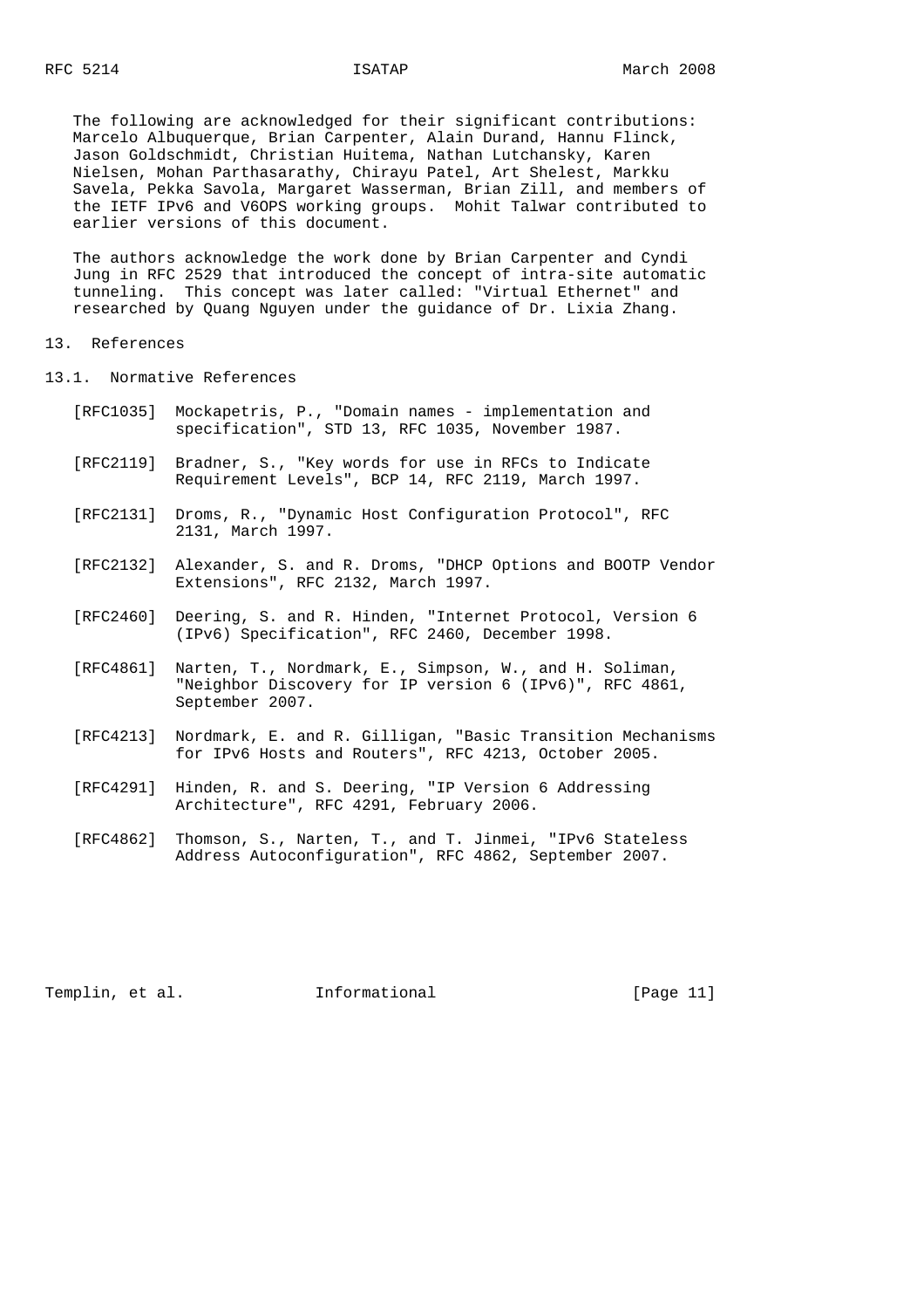The following are acknowledged for their significant contributions: Marcelo Albuquerque, Brian Carpenter, Alain Durand, Hannu Flinck, Jason Goldschmidt, Christian Huitema, Nathan Lutchansky, Karen Nielsen, Mohan Parthasarathy, Chirayu Patel, Art Shelest, Markku Savela, Pekka Savola, Margaret Wasserman, Brian Zill, and members of the IETF IPv6 and V6OPS working groups. Mohit Talwar contributed to earlier versions of this document.

The authors acknowledge the work done by Brian Carpenter and Cyndi Jung in RFC 2529 that introduced the concept of intra-site automatic tunneling. This concept was later called: "Virtual Ethernet" and researched by Quang Nguyen under the guidance of Dr. Lixia Zhang.

## 13. References

### 13.1. Normative References

[RFC1035] Mockapetris, P., "Domain names - implementation and specification", STD 13, RFC 1035, November 1987.

[RFC2119] Bradner, S., "Key words for use in RFCs to Indicate Requirement Levels", BCP 14, RFC 2119, March 1997.

[RFC2131] Droms, R., "Dynamic Host Configuration Protocol", RFC 2131, March 1997.

[RFC2132] Alexander, S. and R. Droms, "DHCP Options and BOOTP Vendor Extensions", RFC 2132, March 1997.

[RFC2460] Deering, S. and R. Hinden, "Internet Protocol, Version 6 (IPv6) Specification", RFC 2460, December 1998.

[RFC4861] Narten, T., Nordmark, E., Simpson, W., and H. Soliman, "Neighbor Discovery for IP version 6 (IPv6)", RFC 4861, September 2007.

[RFC4213] Nordmark, E. and R. Gilligan, "Basic Transition Mechanisms for IPv6 Hosts and Routers", RFC 4213, October 2005.

[RFC4291] Hinden, R. and S. Deering, "IP Version 6 Addressing Architecture", RFC 4291, February 2006.

[RFC4862] Thomson, S., Narten, T., and T. Jinmei, "IPv6 Stateless Address Autoconfiguration", RFC 4862, September 2007.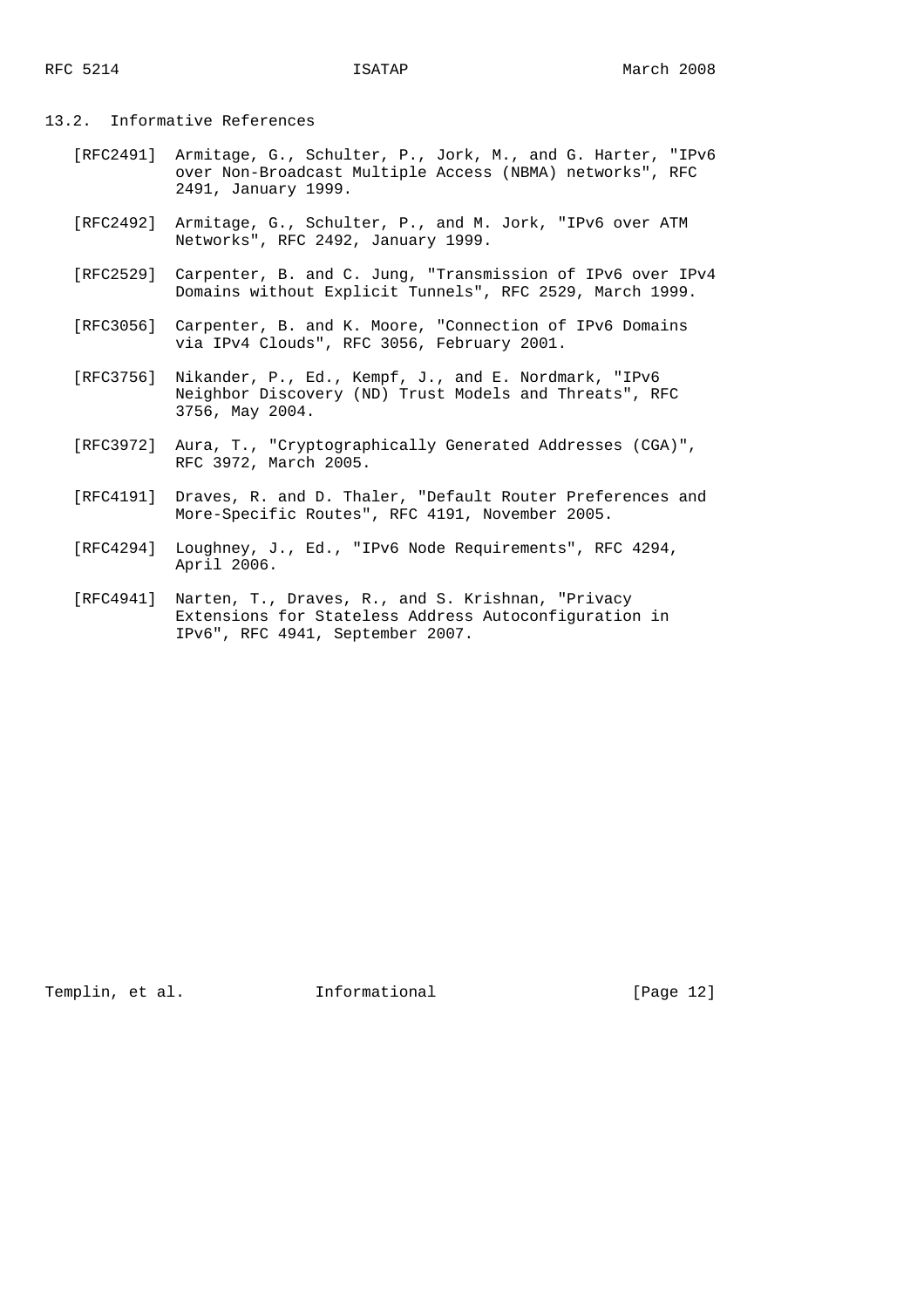### 13.2. Informative References

[RFC2491] Armitage, G., Schulter, P., Jork, M., and G. Harter, "IPv6 over Non-Broadcast Multiple Access (NBMA) networks", RFC 2491, January 1999.

[RFC2492] Armitage, G., Schulter, P., and M. Jork, "IPv6 over ATM Networks", RFC 2492, January 1999.

[RFC2529] Carpenter, B. and C. Jung, "Transmission of IPv6 over IPv4 Domains without Explicit Tunnels", RFC 2529, March 1999.

[RFC3056] Carpenter, B. and K. Moore, "Connection of IPv6 Domains via IPv4 Clouds", RFC 3056, February 2001.

[RFC3756] Nikander, P., Ed., Kempf, J., and E. Nordmark, "IPv6 Neighbor Discovery (ND) Trust Models and Threats", RFC 3756, May 2004.

[RFC3972] Aura, T., "Cryptographically Generated Addresses (CGA)", RFC 3972, March 2005.

[RFC4191] Draves, R. and D. Thaler, "Default Router Preferences and More-Specific Routes", RFC 4191, November 2005.

[RFC4294] Loughney, J., Ed., "IPv6 Node Requirements", RFC 4294, April 2006.

[RFC4941] Narten, T., Draves, R., and S. Krishnan, "Privacy Extensions for Stateless Address Autoconfiguration in IPv6", RFC 4941, September 2007.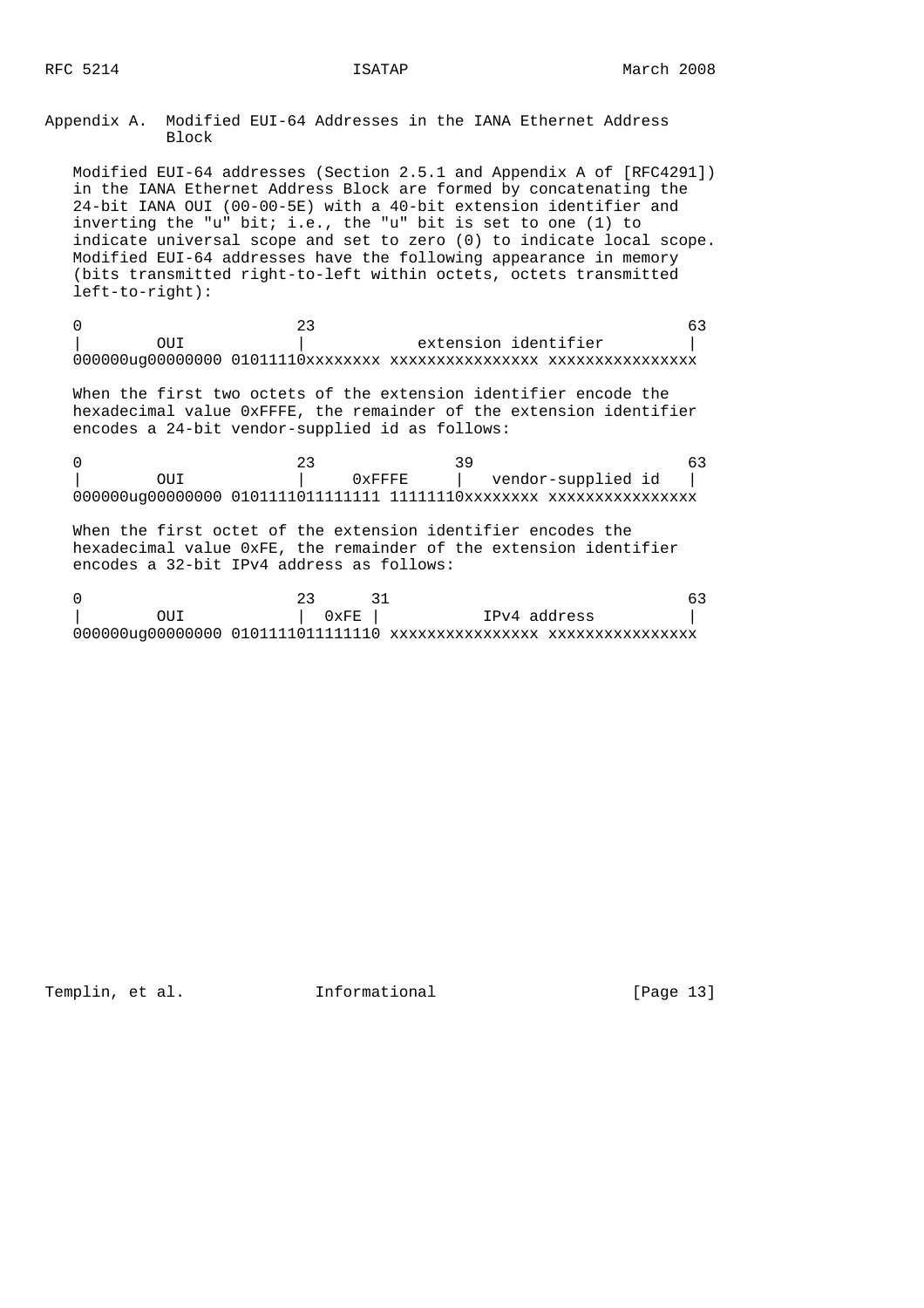## Appendix A. Modified EUI-64 Addresses in the IANA Ethernet Address Block

Modified EUI-64 addresses (Section 2.5.1 and Appendix A of [RFC4291]) in the IANA Ethernet Address Block are formed by concatenating the 24-bit IANA OUI (00-00-5E) with a 40-bit extension identifier and inverting the "u" bit; i.e., the "u" bit is set to one (1) to indicate universal scope and set to zero (0) to indicate local scope. Modified EUI-64 addresses have the following appearance in memory (bits transmitted right-to-left within octets, octets transmitted left-to-right):

```
0                       23                                      63
|        OUI            |           extension identifier        |
000000ug00000000 01011110xxxxxxxx xxxxxxxxxxxxxxxx xxxxxxxxxxxxxxxx
```

When the first two octets of the extension identifier encode the hexadecimal value 0xFFFE, the remainder of the extension identifier encodes a 24-bit vendor-supplied id as follows:

```
0                       23               39                     63
|        OUI            |     0xFFFE     |   vendor-supplied id   |
000000ug00000000 0101111011111111 11111110xxxxxxxx xxxxxxxxxxxxxxxx
```

When the first octet of the extension identifier encodes the hexadecimal value 0xFE, the remainder of the extension identifier encodes a 32-bit IPv4 address as follows:

```
0                       23      31                              63
|        OUI            |  0xFE |           IPv4 address        |
000000ug00000000 0101111011111110 xxxxxxxxxxxxxxxx xxxxxxxxxxxxxxxx
```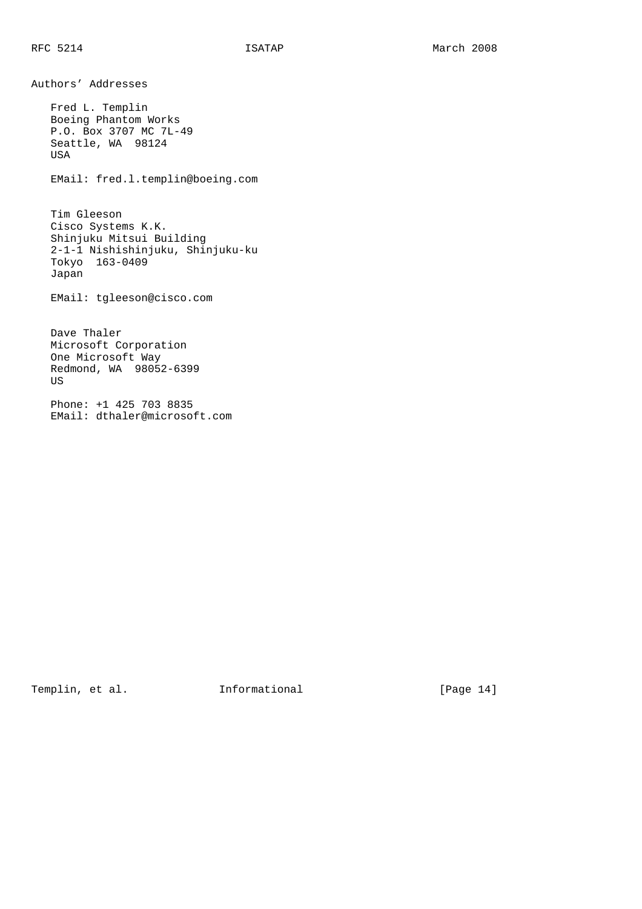## Authors' Addresses

Fred L. Templin
Boeing Phantom Works
P.O. Box 3707 MC 7L-49
Seattle, WA 98124
USA

EMail: fred.l.templin@boeing.com

Tim Gleeson
Cisco Systems K.K.
Shinjuku Mitsui Building
2-1-1 Nishishinjuku, Shinjuku-ku
Tokyo 163-0409
Japan

EMail: tgleeson@cisco.com

Dave Thaler
Microsoft Corporation
One Microsoft Way
Redmond, WA 98052-6399
US

Phone: +1 425 703 8835
EMail: dthaler@microsoft.com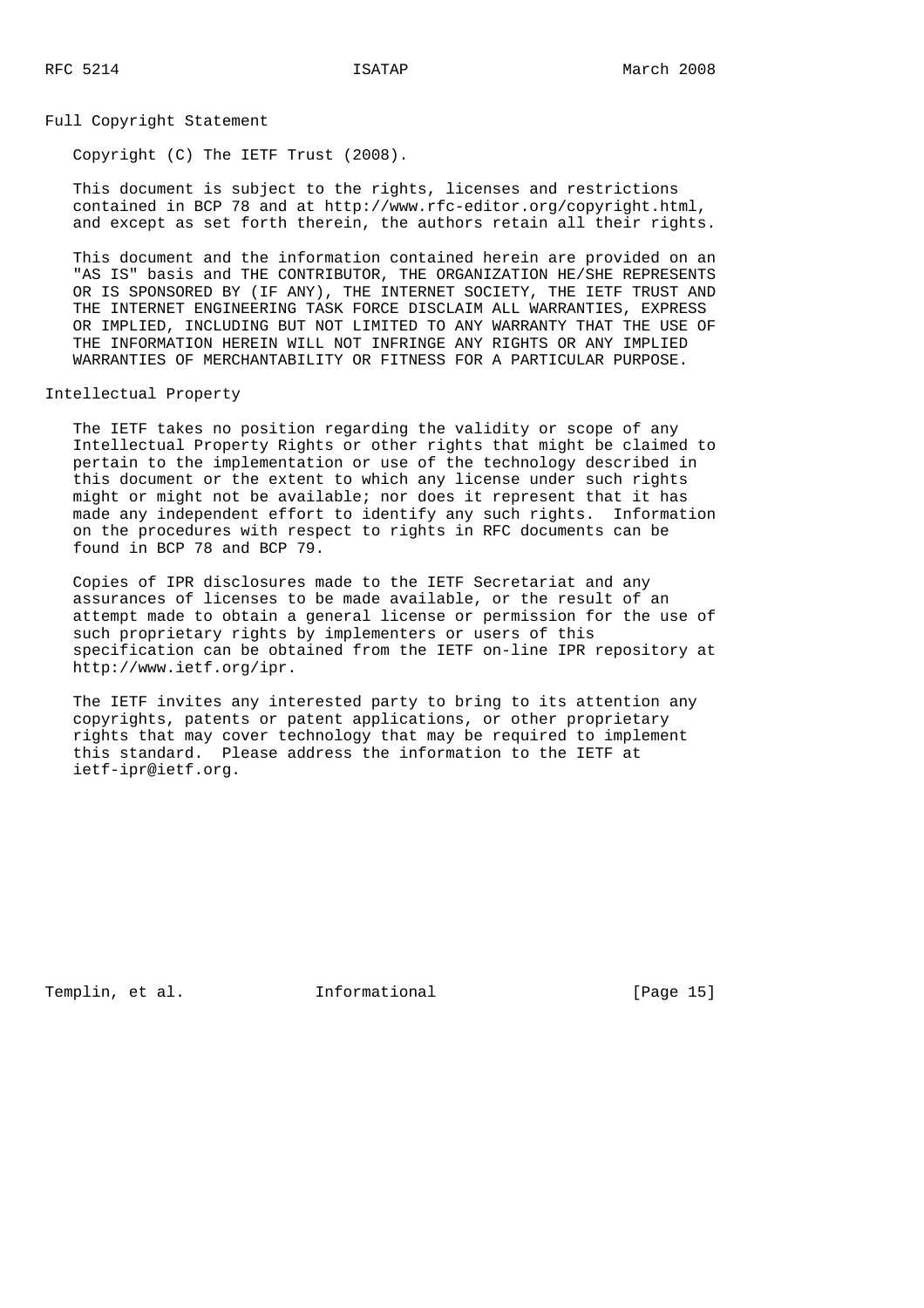## Full Copyright Statement

Copyright (C) The IETF Trust (2008).

This document is subject to the rights, licenses and restrictions contained in BCP 78 and at http://www.rfc-editor.org/copyright.html, and except as set forth therein, the authors retain all their rights.

This document and the information contained herein are provided on an "AS IS" basis and THE CONTRIBUTOR, THE ORGANIZATION HE/SHE REPRESENTS OR IS SPONSORED BY (IF ANY), THE INTERNET SOCIETY, THE IETF TRUST AND THE INTERNET ENGINEERING TASK FORCE DISCLAIM ALL WARRANTIES, EXPRESS OR IMPLIED, INCLUDING BUT NOT LIMITED TO ANY WARRANTY THAT THE USE OF THE INFORMATION HEREIN WILL NOT INFRINGE ANY RIGHTS OR ANY IMPLIED WARRANTIES OF MERCHANTABILITY OR FITNESS FOR A PARTICULAR PURPOSE.

## Intellectual Property

The IETF takes no position regarding the validity or scope of any Intellectual Property Rights or other rights that might be claimed to pertain to the implementation or use of the technology described in this document or the extent to which any license under such rights might or might not be available; nor does it represent that it has made any independent effort to identify any such rights. Information on the procedures with respect to rights in RFC documents can be found in BCP 78 and BCP 79.

Copies of IPR disclosures made to the IETF Secretariat and any assurances of licenses to be made available, or the result of an attempt made to obtain a general license or permission for the use of such proprietary rights by implementers or users of this specification can be obtained from the IETF on-line IPR repository at http://www.ietf.org/ipr.

The IETF invites any interested party to bring to its attention any copyrights, patents or patent applications, or other proprietary rights that may cover technology that may be required to implement this standard. Please address the information to the IETF at ietf-ipr@ietf.org.